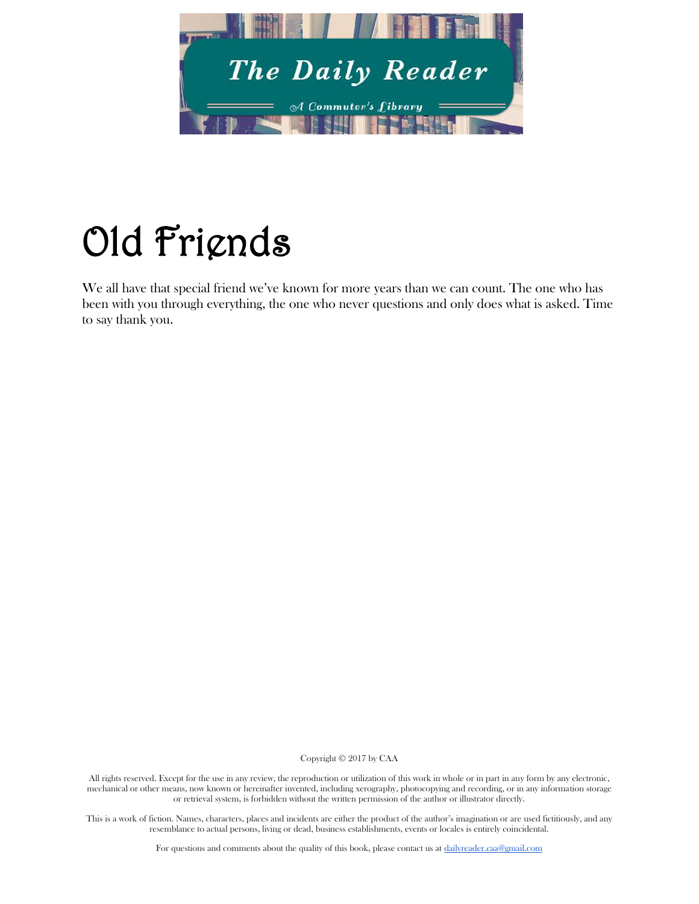The Daily Reader

A Commuter's Library

# Old Friends

We all have that special friend we've known for more years than we can count. The one who has been with you through everything, the one who never questions and only does what is asked. Time to say thank you.

Copyright © 2017 by CAA

All rights reserved. Except for the use in any review, the reproduction or utilization of this work in whole or in part in any form by any electronic, mechanical or other means, now known or hereinafter invented, including xerography, photocopying and recording, or in any information storage or retrieval system, is forbidden without the written permission of the author or illustrator directly.

This is a work of fiction. Names, characters, places and incidents are either the product of the author's imagination or are used fictitiously, and any resemblance to actual persons, living or dead, business establishments, events or locales is entirely coincidental.

For questions and comments about the quality of this book, please contact us at dailyreader.caa@gmail.com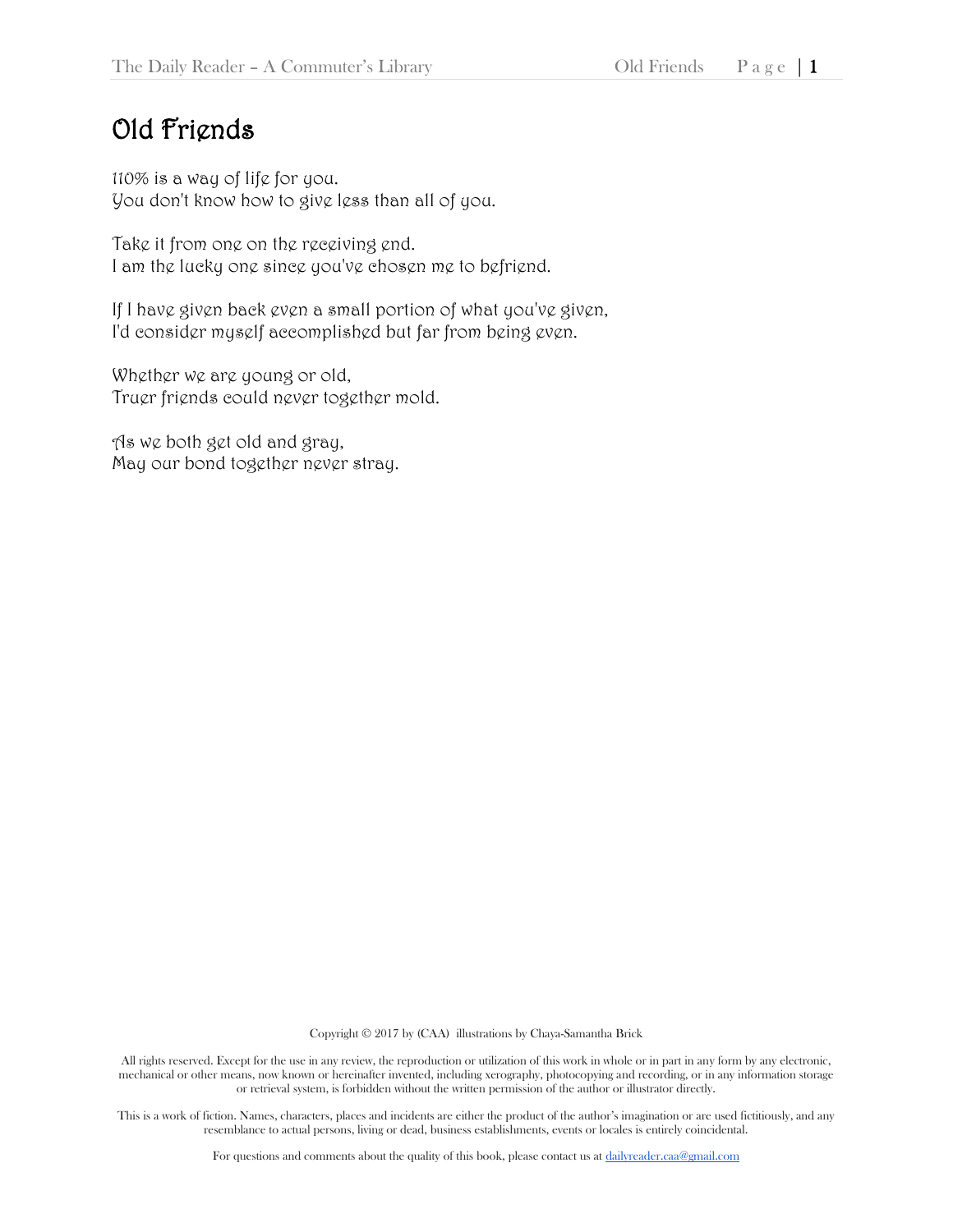# Old Friends

110% is a way of life for you.  
You don't know how to give less than all of you.

Take it from one on the receiving end.  
I am the lucky one since you've chosen me to befriend.

If I have given back even a small portion of what you've given,  
I'd consider myself accomplished but far from being even.

Whether we are young or old,  
Truer friends could never together mold.

As we both get old and gray,  
May our bond together never stray.

Copyright © 2017 by (CAA) illustrations by Chaya-Samantha Brick

All rights reserved. Except for the use in any review, the reproduction or utilization of this work in whole or in part in any form by any electronic, mechanical or other means, now known or hereinafter invented, including xerography, photocopying and recording, or in any information storage or retrieval system, is forbidden without the written permission of the author or illustrator directly.

This is a work of fiction. Names, characters, places and incidents are either the product of the author's imagination or are used fictitiously, and any resemblance to actual persons, living or dead, business establishments, events or locales is entirely coincidental.

For questions and comments about the quality of this book, please contact us at dailyreader.caa@gmail.com